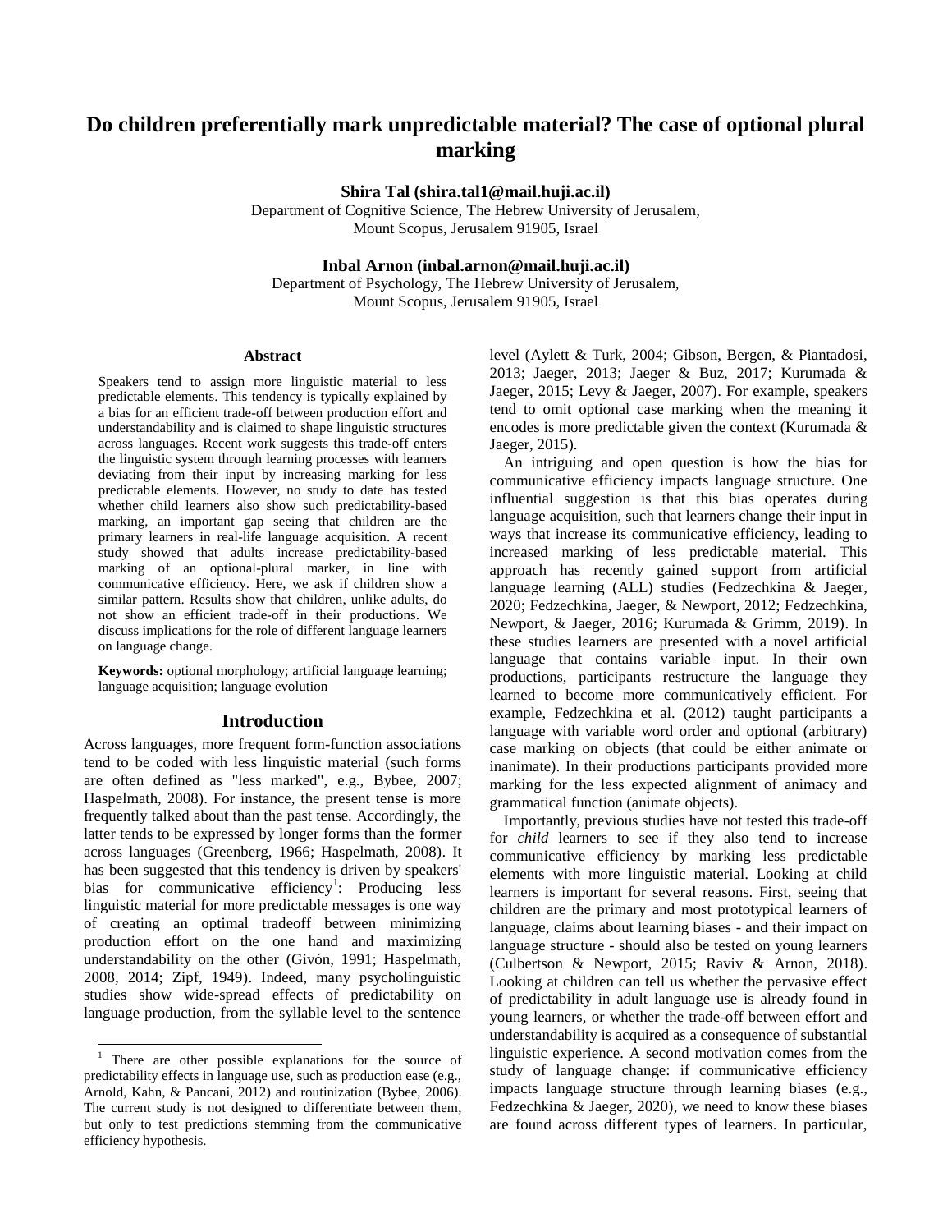# Do children preferentially mark unpredictable material? The case of optional plural marking

**Shira Tal (shira.tal1@mail.huji.ac.il)**
Department of Cognitive Science, The Hebrew University of Jerusalem,
Mount Scopus, Jerusalem 91905, Israel

**Inbal Arnon (inbal.arnon@mail.huji.ac.il)**
Department of Psychology, The Hebrew University of Jerusalem,
Mount Scopus, Jerusalem 91905, Israel

## Abstract

Speakers tend to assign more linguistic material to less predictable elements. This tendency is typically explained by a bias for an efficient trade-off between production effort and understandability and is claimed to shape linguistic structures across languages. Recent work suggests this trade-off enters the linguistic system through learning processes with learners deviating from their input by increasing marking for less predictable elements. However, no study to date has tested whether child learners also show such predictability-based marking, an important gap seeing that children are the primary learners in real-life language acquisition. A recent study showed that adults increase predictability-based marking of an optional-plural marker, in line with communicative efficiency. Here, we ask if children show a similar pattern. Results show that children, unlike adults, do not show an efficient trade-off in their productions. We discuss implications for the role of different language learners on language change.

**Keywords:** optional morphology; artificial language learning; language acquisition; language evolution

## Introduction

Across languages, more frequent form-function associations tend to be coded with less linguistic material (such forms are often defined as "less marked", e.g., Bybee, 2007; Haspelmath, 2008). For instance, the present tense is more frequently talked about than the past tense. Accordingly, the latter tends to be expressed by longer forms than the former across languages (Greenberg, 1966; Haspelmath, 2008). It has been suggested that this tendency is driven by speakers' bias for communicative efficiency[1]: Producing less linguistic material for more predictable messages is one way of creating an optimal tradeoff between minimizing production effort on the one hand and maximizing understandability on the other (Givón, 1991; Haspelmath, 2008, 2014; Zipf, 1949). Indeed, many psycholinguistic studies show wide-spread effects of predictability on language production, from the syllable level to the sentence level (Aylett & Turk, 2004; Gibson, Bergen, & Piantadosi, 2013; Jaeger, 2013; Jaeger & Buz, 2017; Kurumada & Jaeger, 2015; Levy & Jaeger, 2007). For example, speakers tend to omit optional case marking when the meaning it encodes is more predictable given the context (Kurumada & Jaeger, 2015).

An intriguing and open question is how the bias for communicative efficiency impacts language structure. One influential suggestion is that this bias operates during language acquisition, such that learners change their input in ways that increase its communicative efficiency, leading to increased marking of less predictable material. This approach has recently gained support from artificial language learning (ALL) studies (Fedzechkina & Jaeger, 2020; Fedzechkina, Jaeger, & Newport, 2012; Fedzechkina, Newport, & Jaeger, 2016; Kurumada & Grimm, 2019). In these studies learners are presented with a novel artificial language that contains variable input. In their own productions, participants restructure the language they learned to become more communicatively efficient. For example, Fedzechkina et al. (2012) taught participants a language with variable word order and optional (arbitrary) case marking on objects (that could be either animate or inanimate). In their productions participants provided more marking for the less expected alignment of animacy and grammatical function (animate objects).

Importantly, previous studies have not tested this trade-off for *child* learners to see if they also tend to increase communicative efficiency by marking less predictable elements with more linguistic material. Looking at child learners is important for several reasons. First, seeing that children are the primary and most prototypical learners of language, claims about learning biases - and their impact on language structure - should also be tested on young learners (Culbertson & Newport, 2015; Raviv & Arnon, 2018). Looking at children can tell us whether the pervasive effect of predictability in adult language use is already found in young learners, or whether the trade-off between effort and understandability is acquired as a consequence of substantial linguistic experience. A second motivation comes from the study of language change: if communicative efficiency impacts language structure through learning biases (e.g., Fedzechkina & Jaeger, 2020), we need to know these biases are found across different types of learners. In particular,

[1] There are other possible explanations for the source of predictability effects in language use, such as production ease (e.g., Arnold, Kahn, & Pancani, 2012) and routinization (Bybee, 2006). The current study is not designed to differentiate between them, but only to test predictions stemming from the communicative efficiency hypothesis.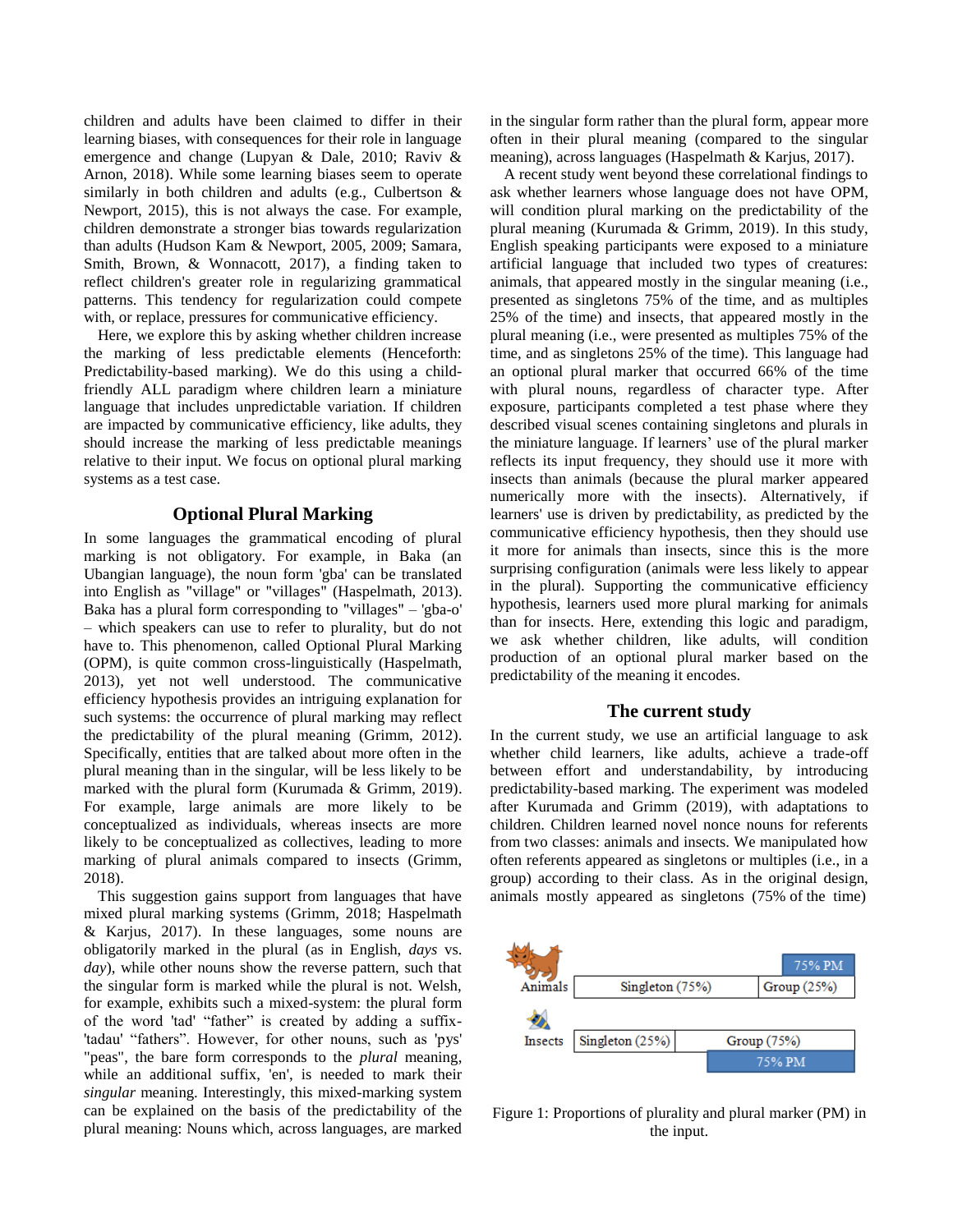children and adults have been claimed to differ in their learning biases, with consequences for their role in language emergence and change (Lupyan & Dale, 2010; Raviv & Arnon, 2018). While some learning biases seem to operate similarly in both children and adults (e.g., Culbertson & Newport, 2015), this is not always the case. For example, children demonstrate a stronger bias towards regularization than adults (Hudson Kam & Newport, 2005, 2009; Samara, Smith, Brown, & Wonnacott, 2017), a finding taken to reflect children's greater role in regularizing grammatical patterns. This tendency for regularization could compete with, or replace, pressures for communicative efficiency.

Here, we explore this by asking whether children increase the marking of less predictable elements (Henceforth: Predictability-based marking). We do this using a child-friendly ALL paradigm where children learn a miniature language that includes unpredictable variation. If children are impacted by communicative efficiency, like adults, they should increase the marking of less predictable meanings relative to their input. We focus on optional plural marking systems as a test case.

## Optional Plural Marking

In some languages the grammatical encoding of plural marking is not obligatory. For example, in Baka (an Ubangian language), the noun form 'gba' can be translated into English as "village" or "villages" (Haspelmath, 2013). Baka has a plural form corresponding to "villages" – 'gba-o' – which speakers can use to refer to plurality, but do not have to. This phenomenon, called Optional Plural Marking (OPM), is quite common cross-linguistically (Haspelmath, 2013), yet not well understood. The communicative efficiency hypothesis provides an intriguing explanation for such systems: the occurrence of plural marking may reflect the predictability of the plural meaning (Grimm, 2012). Specifically, entities that are talked about more often in the plural meaning than in the singular, will be less likely to be marked with the plural form (Kurumada & Grimm, 2019). For example, large animals are more likely to be conceptualized as individuals, whereas insects are more likely to be conceptualized as collectives, leading to more marking of plural animals compared to insects (Grimm, 2018).

This suggestion gains support from languages that have mixed plural marking systems (Grimm, 2018; Haspelmath & Karjus, 2017). In these languages, some nouns are obligatorily marked in the plural (as in English, *days* vs. *day*), while other nouns show the reverse pattern, such that the singular form is marked while the plural is not. Welsh, for example, exhibits such a mixed-system: the plural form of the word 'tad' "father" is created by adding a suffix-'tadau' "fathers". However, for other nouns, such as 'pys' "peas", the bare form corresponds to the *plural* meaning, while an additional suffix, 'en', is needed to mark their *singular* meaning. Interestingly, this mixed-marking system can be explained on the basis of the predictability of the plural meaning: Nouns which, across languages, are marked in the singular form rather than the plural form, appear more often in their plural meaning (compared to the singular meaning), across languages (Haspelmath & Karjus, 2017).

A recent study went beyond these correlational findings to ask whether learners whose language does not have OPM, will condition plural marking on the predictability of the plural meaning (Kurumada & Grimm, 2019). In this study, English speaking participants were exposed to a miniature artificial language that included two types of creatures: animals, that appeared mostly in the singular meaning (i.e., presented as singletons 75% of the time, and as multiples 25% of the time) and insects, that appeared mostly in the plural meaning (i.e., were presented as multiples 75% of the time, and as singletons 25% of the time). This language had an optional plural marker that occurred 66% of the time with plural nouns, regardless of character type. After exposure, participants completed a test phase where they described visual scenes containing singletons and plurals in the miniature language. If learners' use of the plural marker reflects its input frequency, they should use it more with insects than animals (because the plural marker appeared numerically more with the insects). Alternatively, if learners' use is driven by predictability, as predicted by the communicative efficiency hypothesis, then they should use it more for animals than insects, since this is the more surprising configuration (animals were less likely to appear in the plural). Supporting the communicative efficiency hypothesis, learners used more plural marking for animals than for insects. Here, extending this logic and paradigm, we ask whether children, like adults, will condition production of an optional plural marker based on the predictability of the meaning it encodes.

## The current study

In the current study, we use an artificial language to ask whether child learners, like adults, achieve a trade-off between effort and understandability, by introducing predictability-based marking. The experiment was modeled after Kurumada and Grimm (2019), with adaptations to children. Children learned novel nonce nouns for referents from two classes: animals and insects. We manipulated how often referents appeared as singletons or multiples (i.e., in a group) according to their class. As in the original design, animals mostly appeared as singletons (75% of the time)

| | | |
|---|---|---|
| | | 75% PM |
| Animals | Singleton (75%) | Group (25%) |
| Insects | Singleton (25%) | Group (75%) |
| | | 75% PM |

Figure 1: Proportions of plurality and plural marker (PM) in the input.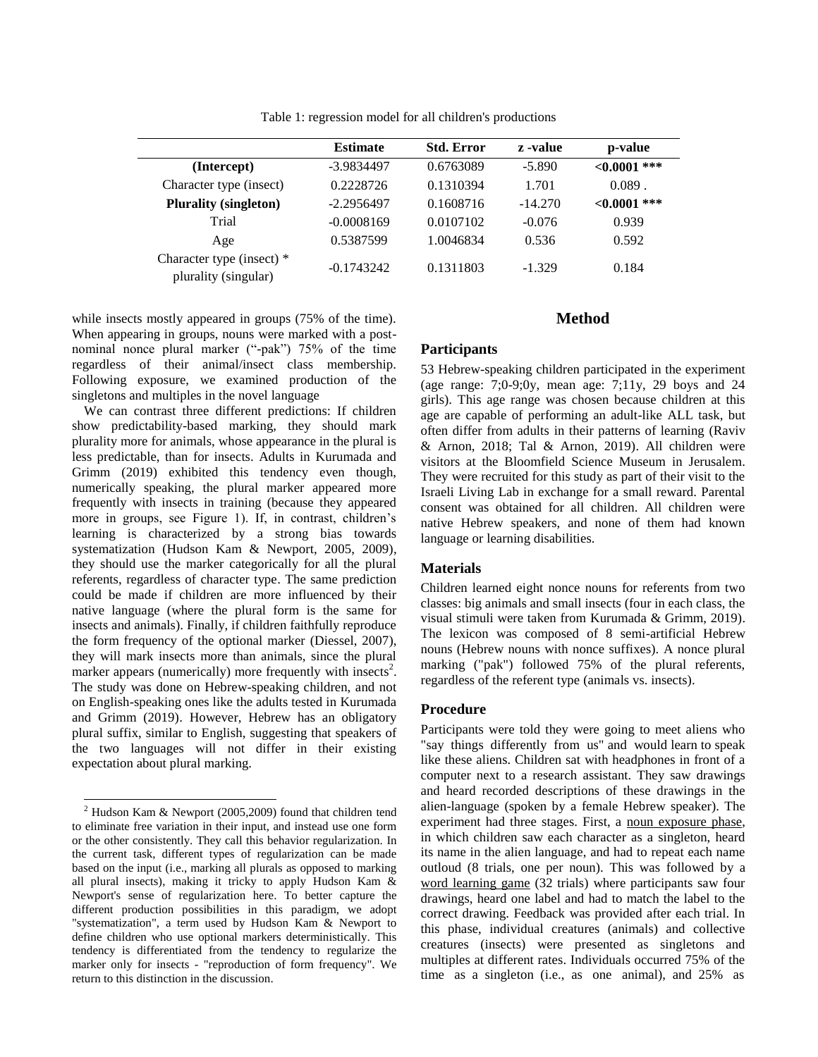Table 1: regression model for all children's productions

| | Estimate | Std. Error | z -value | p-value |
|---|---|---|---|---|
| **(Intercept)** | -3.9834497 | 0.6763089 | -5.890 | **<0.0001 \*\*\*** |
| Character type (insect) | 0.2228726 | 0.1310394 | 1.701 | 0.089 . |
| **Plurality (singleton)** | -2.2956497 | 0.1608716 | -14.270 | **<0.0001 \*\*\*** |
| Trial | -0.0008169 | 0.0107102 | -0.076 | 0.939 |
| Age | 0.5387599 | 1.0046834 | 0.536 | 0.592 |
| Character type (insect) * plurality (singular) | -0.1743242 | 0.1311803 | -1.329 | 0.184 |

while insects mostly appeared in groups (75% of the time). When appearing in groups, nouns were marked with a post-nominal nonce plural marker ("-pak") 75% of the time regardless of their animal/insect class membership. Following exposure, we examined production of the singletons and multiples in the novel language

We can contrast three different predictions: If children show predictability-based marking, they should mark plurality more for animals, whose appearance in the plural is less predictable, than for insects. Adults in Kurumada and Grimm (2019) exhibited this tendency even though, numerically speaking, the plural marker appeared more frequently with insects in training (because they appeared more in groups, see Figure 1). If, in contrast, children's learning is characterized by a strong bias towards systematization (Hudson Kam & Newport, 2005, 2009), they should use the marker categorically for all the plural referents, regardless of character type. The same prediction could be made if children are more influenced by their native language (where the plural form is the same for insects and animals). Finally, if children faithfully reproduce the form frequency of the optional marker (Diessel, 2007), they will mark insects more than animals, since the plural marker appears (numerically) more frequently with insects[2]. The study was done on Hebrew-speaking children, and not on English-speaking ones like the adults tested in Kurumada and Grimm (2019). However, Hebrew has an obligatory plural suffix, similar to English, suggesting that speakers of the two languages will not differ in their existing expectation about plural marking.

[2] Hudson Kam & Newport (2005,2009) found that children tend to eliminate free variation in their input, and instead use one form or the other consistently. They call this behavior regularization. In the current task, different types of regularization can be made based on the input (i.e., marking all plurals as opposed to marking all plural insects), making it tricky to apply Hudson Kam & Newport's sense of regularization here. To better capture the different production possibilities in this paradigm, we adopt "systematization", a term used by Hudson Kam & Newport to define children who use optional markers deterministically. This tendency is differentiated from the tendency to regularize the marker only for insects - "reproduction of form frequency". We return to this distinction in the discussion.

## Method

### Participants

53 Hebrew-speaking children participated in the experiment (age range: 7;0-9;0y, mean age: 7;11y, 29 boys and 24 girls). This age range was chosen because children at this age are capable of performing an adult-like ALL task, but often differ from adults in their patterns of learning (Raviv & Arnon, 2018; Tal & Arnon, 2019). All children were visitors at the Bloomfield Science Museum in Jerusalem. They were recruited for this study as part of their visit to the Israeli Living Lab in exchange for a small reward. Parental consent was obtained for all children. All children were native Hebrew speakers, and none of them had known language or learning disabilities.

### Materials

Children learned eight nonce nouns for referents from two classes: big animals and small insects (four in each class, the visual stimuli were taken from Kurumada & Grimm, 2019). The lexicon was composed of 8 semi-artificial Hebrew nouns (Hebrew nouns with nonce suffixes). A nonce plural marking ("pak") followed 75% of the plural referents, regardless of the referent type (animals vs. insects).

### Procedure

Participants were told they were going to meet aliens who "say things differently from us" and would learn to speak like these aliens. Children sat with headphones in front of a computer next to a research assistant. They saw drawings and heard recorded descriptions of these drawings in the alien-language (spoken by a female Hebrew speaker). The experiment had three stages. First, a noun exposure phase, in which children saw each character as a singleton, heard its name in the alien language, and had to repeat each name outloud (8 trials, one per noun). This was followed by a word learning game (32 trials) where participants saw four drawings, heard one label and had to match the label to the correct drawing. Feedback was provided after each trial. In this phase, individual creatures (animals) and collective creatures (insects) were presented as singletons and multiples at different rates. Individuals occurred 75% of the time as a singleton (i.e., as one animal), and 25% as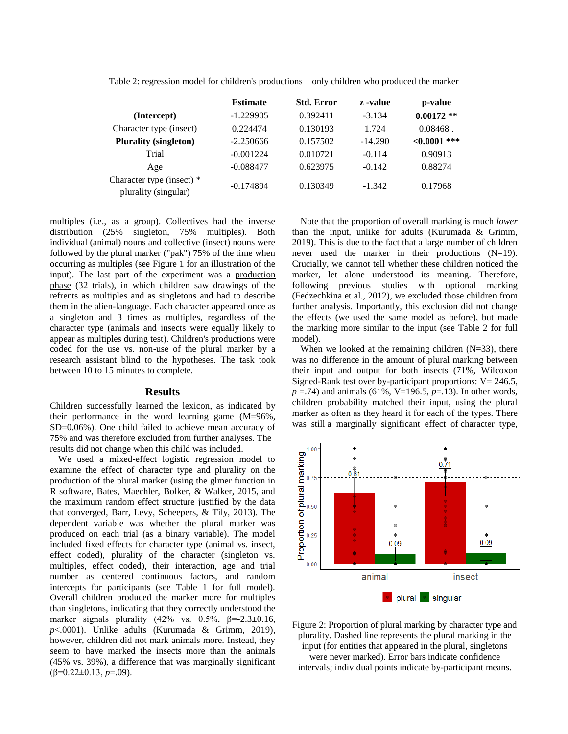Table 2: regression model for children's productions – only children who produced the marker

| | Estimate | Std. Error | z -value | p-value |
|---|---|---|---|---|
| **(Intercept)** | -1.229905 | 0.392411 | -3.134 | **0.00172 \*\*** |
| Character type (insect) | 0.224474 | 0.130193 | 1.724 | 0.08468 . |
| **Plurality (singleton)** | -2.250666 | 0.157502 | -14.290 | **<0.0001 \*\*\*** |
| Trial | -0.001224 | 0.010721 | -0.114 | 0.90913 |
| Age | -0.088477 | 0.623975 | -0.142 | 0.88274 |
| Character type (insect) * plurality (singular) | -0.174894 | 0.130349 | -1.342 | 0.17968 |

multiples (i.e., as a group). Collectives had the inverse distribution (25% singleton, 75% multiples). Both individual (animal) nouns and collective (insect) nouns were followed by the plural marker ("pak") 75% of the time when occurring as multiples (see Figure 1 for an illustration of the input). The last part of the experiment was a production phase (32 trials), in which children saw drawings of the refrents as multiples and as singletons and had to describe them in the alien-language. Each character appeared once as a singleton and 3 times as multiples, regardless of the character type (animals and insects were equally likely to appear as multiples during test). Children's productions were coded for the use vs. non-use of the plural marker by a research assistant blind to the hypotheses. The task took between 10 to 15 minutes to complete.

## Results

Children successfully learned the lexicon, as indicated by their performance in the word learning game (M=96%, SD=0.06%). One child failed to achieve mean accuracy of 75% and was therefore excluded from further analyses. The results did not change when this child was included.

We used a mixed-effect logistic regression model to examine the effect of character type and plurality on the production of the plural marker (using the glmer function in R software, Bates, Maechler, Bolker, & Walker, 2015, and the maximum random effect structure justified by the data that converged, Barr, Levy, Scheepers, & Tily, 2013). The dependent variable was whether the plural marker was produced on each trial (as a binary variable). The model included fixed effects for character type (animal vs. insect, effect coded), plurality of the character (singleton vs. multiples, effect coded), their interaction, age and trial number as centered continuous factors, and random intercepts for participants (see Table 1 for full model). Overall children produced the marker more for multiples than singletons, indicating that they correctly understood the marker signals plurality (42% vs. 0.5%, $\beta$=-2.3±0.16, $p$<.0001). Unlike adults (Kurumada & Grimm, 2019), however, children did not mark animals more. Instead, they seem to have marked the insects more than the animals (45% vs. 39%), a difference that was marginally significant ($\beta$=0.22±0.13, $p$=.09).

Note that the proportion of overall marking is much *lower* than the input, unlike for adults (Kurumada & Grimm, 2019). This is due to the fact that a large number of children never used the marker in their productions (N=19). Crucially, we cannot tell whether these children noticed the marker, let alone understood its meaning. Therefore, following previous studies with optional marking (Fedzechkina et al., 2012), we excluded those children from further analysis. Importantly, this exclusion did not change the effects (we used the same model as before), but made the marking more similar to the input (see Table 2 for full model).

When we looked at the remaining children (N=33), there was no difference in the amount of plural marking between their input and output for both insects (71%, Wilcoxon Signed-Rank test over by-participant proportions: V= 246.5, $p$ =.74) and animals (61%, V=196.5, $p$=.13). In other words, children probability matched their input, using the plural marker as often as they heard it for each of the types. There was still a marginally significant effect of character type,

Figure 2: Proportion of plural marking by character type and plurality. Dashed line represents the plural marking in the input (for entities that appeared in the plural, singletons were never marked). Error bars indicate confidence intervals; individual points indicate by-participant means.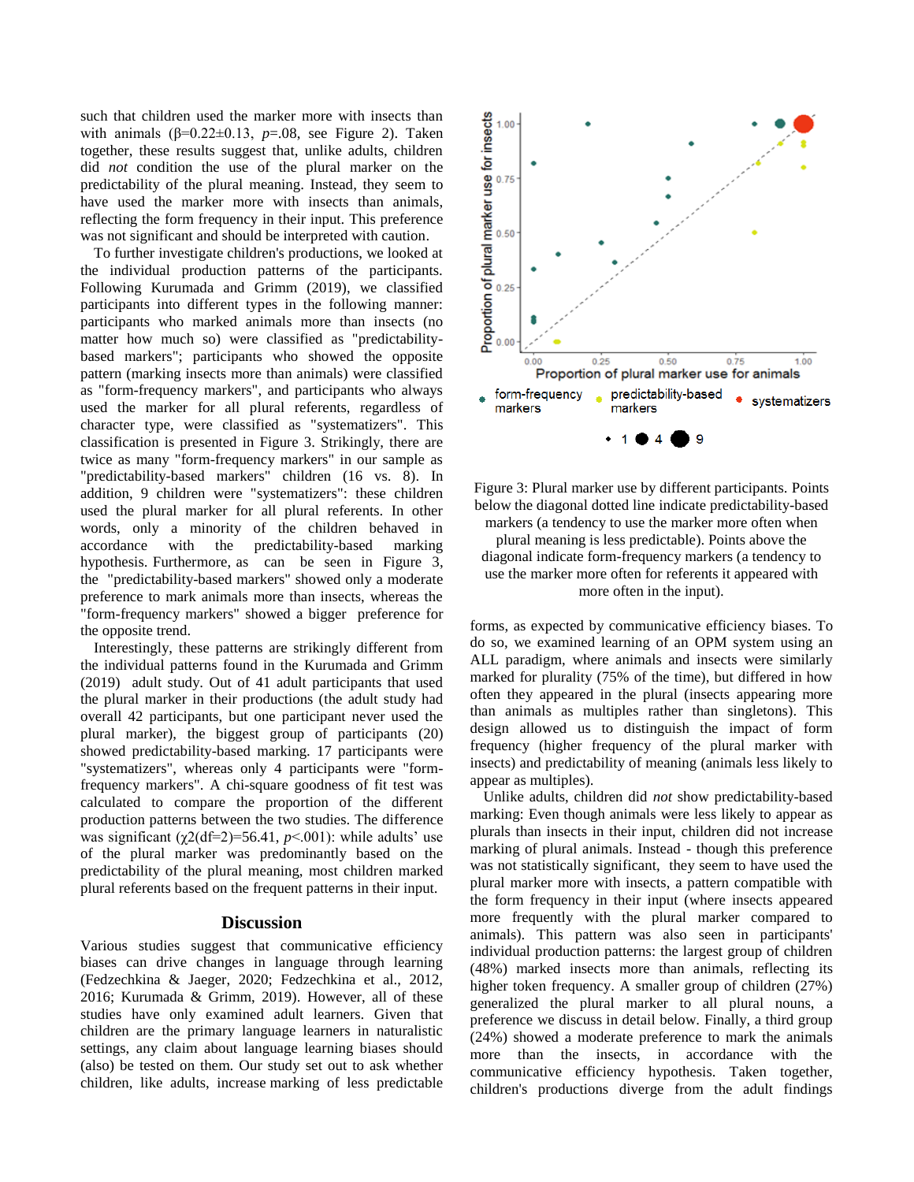such that children used the marker more with insects than with animals ($\beta$=0.22±0.13, $p$=.08, see Figure 2). Taken together, these results suggest that, unlike adults, children did *not* condition the use of the plural marker on the predictability of the plural meaning. Instead, they seem to have used the marker more with insects than animals, reflecting the form frequency in their input. This preference was not significant and should be interpreted with caution.

To further investigate children's productions, we looked at the individual production patterns of the participants. Following Kurumada and Grimm (2019), we classified participants into different types in the following manner: participants who marked animals more than insects (no matter how much so) were classified as "predictability-based markers"; participants who showed the opposite pattern (marking insects more than animals) were classified as "form-frequency markers", and participants who always used the marker for all plural referents, regardless of character type, were classified as "systematizers". This classification is presented in Figure 3. Strikingly, there are twice as many "form-frequency markers" in our sample as "predictability-based markers" children (16 vs. 8). In addition, 9 children were "systematizers": these children used the plural marker for all plural referents. In other words, only a minority of the children behaved in accordance with the predictability-based marking hypothesis. Furthermore, as can be seen in Figure 3, the "predictability-based markers" showed only a moderate preference to mark animals more than insects, whereas the "form-frequency markers" showed a bigger preference for the opposite trend.

Interestingly, these patterns are strikingly different from the individual patterns found in the Kurumada and Grimm (2019) adult study. Out of 41 adult participants that used the plural marker in their productions (the adult study had overall 42 participants, but one participant never used the plural marker), the biggest group of participants (20) showed predictability-based marking. 17 participants were "systematizers", whereas only 4 participants were "form-frequency markers". A chi-square goodness of fit test was calculated to compare the proportion of the different production patterns between the two studies. The difference was significant ($\chi 2$(df=2)=56.41, $p$<.001): while adults' use of the plural marker was predominantly based on the predictability of the plural meaning, most children marked plural referents based on the frequent patterns in their input.

Figure 3: Plural marker use by different participants. Points below the diagonal dotted line indicate predictability-based markers (a tendency to use the marker more often when plural meaning is less predictable). Points above the diagonal indicate form-frequency markers (a tendency to use the marker more often for referents it appeared with more often in the input).

## Discussion

Various studies suggest that communicative efficiency biases can drive changes in language through learning (Fedzechkina & Jaeger, 2020; Fedzechkina et al., 2012, 2016; Kurumada & Grimm, 2019). However, all of these studies have only examined adult learners. Given that children are the primary language learners in naturalistic settings, any claim about language learning biases should (also) be tested on them. Our study set out to ask whether children, like adults, increase marking of less predictable forms, as expected by communicative efficiency biases. To do so, we examined learning of an OPM system using an ALL paradigm, where animals and insects were similarly marked for plurality (75% of the time), but differed in how often they appeared in the plural (insects appearing more than animals as multiples rather than singletons). This design allowed us to distinguish the impact of form frequency (higher frequency of the plural marker with insects) and predictability of meaning (animals less likely to appear as multiples).

Unlike adults, children did *not* show predictability-based marking: Even though animals were less likely to appear as plurals than insects in their input, children did not increase marking of plural animals. Instead - though this preference was not statistically significant, they seem to have used the plural marker more with insects, a pattern compatible with the form frequency in their input (where insects appeared more frequently with the plural marker compared to animals). This pattern was also seen in participants' individual production patterns: the largest group of children (48%) marked insects more than animals, reflecting its higher token frequency. A smaller group of children (27%) generalized the plural marker to all plural nouns, a preference we discuss in detail below. Finally, a third group (24%) showed a moderate preference to mark the animals more than the insects, in accordance with the communicative efficiency hypothesis. Taken together, children's productions diverge from the adult findings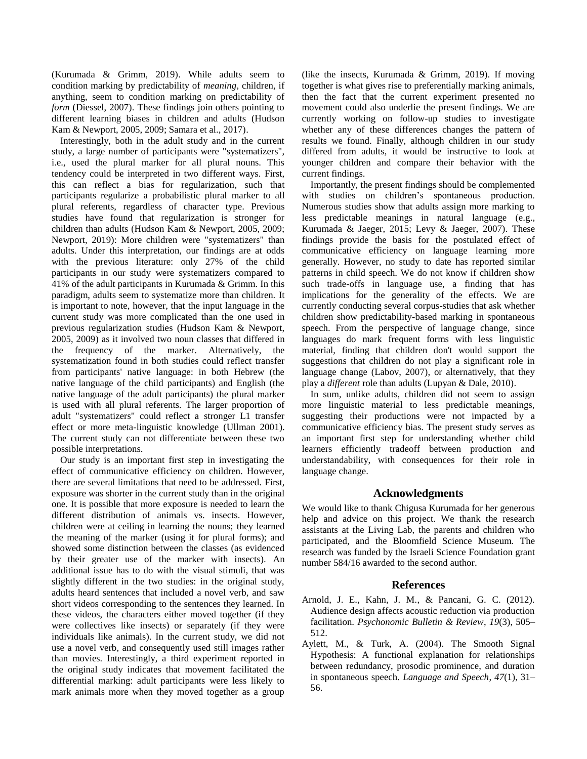(Kurumada & Grimm, 2019). While adults seem to condition marking by predictability of *meaning*, children, if anything, seem to condition marking on predictability of *form* (Diessel, 2007). These findings join others pointing to different learning biases in children and adults (Hudson Kam & Newport, 2005, 2009; Samara et al., 2017).

Interestingly, both in the adult study and in the current study, a large number of participants were "systematizers", i.e., used the plural marker for all plural nouns. This tendency could be interpreted in two different ways. First, this can reflect a bias for regularization, such that participants regularize a probabilistic plural marker to all plural referents, regardless of character type. Previous studies have found that regularization is stronger for children than adults (Hudson Kam & Newport, 2005, 2009; Newport, 2019): More children were "systematizers" than adults. Under this interpretation, our findings are at odds with the previous literature: only 27% of the child participants in our study were systematizers compared to 41% of the adult participants in Kurumada & Grimm. In this paradigm, adults seem to systematize more than children. It is important to note, however, that the input language in the current study was more complicated than the one used in previous regularization studies (Hudson Kam & Newport, 2005, 2009) as it involved two noun classes that differed in the frequency of the marker. Alternatively, the systematization found in both studies could reflect transfer from participants' native language: in both Hebrew (the native language of the child participants) and English (the native language of the adult participants) the plural marker is used with all plural referents. The larger proportion of adult "systematizers" could reflect a stronger L1 transfer effect or more meta-linguistic knowledge (Ullman 2001). The current study can not differentiate between these two possible interpretations.

Our study is an important first step in investigating the effect of communicative efficiency on children. However, there are several limitations that need to be addressed. First, exposure was shorter in the current study than in the original one. It is possible that more exposure is needed to learn the different distribution of animals vs. insects. However, children were at ceiling in learning the nouns; they learned the meaning of the marker (using it for plural forms); and showed some distinction between the classes (as evidenced by their greater use of the marker with insects). An additional issue has to do with the visual stimuli, that was slightly different in the two studies: in the original study, adults heard sentences that included a novel verb, and saw short videos corresponding to the sentences they learned. In these videos, the characters either moved together (if they were collectives like insects) or separately (if they were individuals like animals). In the current study, we did not use a novel verb, and consequently used still images rather than movies. Interestingly, a third experiment reported in the original study indicates that movement facilitated the differential marking: adult participants were less likely to mark animals more when they moved together as a group (like the insects, Kurumada & Grimm, 2019). If moving together is what gives rise to preferentially marking animals, then the fact that the current experiment presented no movement could also underlie the present findings. We are currently working on follow-up studies to investigate whether any of these differences changes the pattern of results we found. Finally, although children in our study differed from adults, it would be instructive to look at younger children and compare their behavior with the current findings.

Importantly, the present findings should be complemented with studies on children's spontaneous production. Numerous studies show that adults assign more marking to less predictable meanings in natural language (e.g., Kurumada & Jaeger, 2015; Levy & Jaeger, 2007). These findings provide the basis for the postulated effect of communicative efficiency on language learning more generally. However, no study to date has reported similar patterns in child speech. We do not know if children show such trade-offs in language use, a finding that has implications for the generality of the effects. We are currently conducting several corpus-studies that ask whether children show predictability-based marking in spontaneous speech. From the perspective of language change, since languages do mark frequent forms with less linguistic material, finding that children don't would support the suggestions that children do not play a significant role in language change (Labov, 2007), or alternatively, that they play a *different* role than adults (Lupyan & Dale, 2010).

In sum, unlike adults, children did not seem to assign more linguistic material to less predictable meanings, suggesting their productions were not impacted by a communicative efficiency bias. The present study serves as an important first step for understanding whether child learners efficiently tradeoff between production and understandability, with consequences for their role in language change.

## Acknowledgments

We would like to thank Chigusa Kurumada for her generous help and advice on this project. We thank the research assistants at the Living Lab, the parents and children who participated, and the Bloomfield Science Museum. The research was funded by the Israeli Science Foundation grant number 584/16 awarded to the second author.

## References

Arnold, J. E., Kahn, J. M., & Pancani, G. C. (2012). Audience design affects acoustic reduction via production facilitation. *Psychonomic Bulletin & Review*, *19*(3), 505–512.

Aylett, M., & Turk, A. (2004). The Smooth Signal Hypothesis: A functional explanation for relationships between redundancy, prosodic prominence, and duration in spontaneous speech. *Language and Speech, 47*(1), 31–56.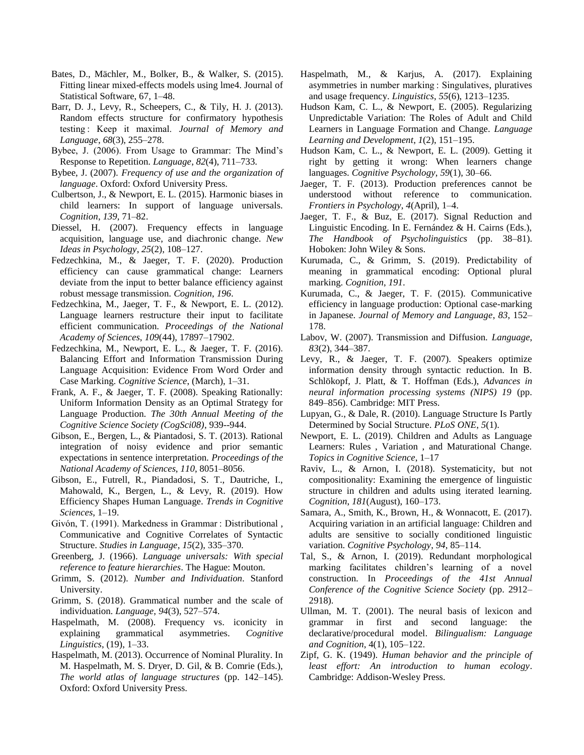Bates, D., Mächler, M., Bolker, B., & Walker, S. (2015). Fitting linear mixed-effects models using lme4. Journal of Statistical Software, 67, 1–48.

Barr, D. J., Levy, R., Scheepers, C., & Tily, H. J. (2013). Random effects structure for confirmatory hypothesis testing : Keep it maximal. *Journal of Memory and Language*, *68*(3), 255–278.

Bybee, J. (2006). From Usage to Grammar: The Mind's Response to Repetition. *Language*, *82*(4), 711–733.

Bybee, J. (2007). *Frequency of use and the organization of language*. Oxford: Oxford University Press.

Culbertson, J., & Newport, E. L. (2015). Harmonic biases in child learners: In support of language universals. *Cognition*, *139*, 71–82.

Diessel, H. (2007). Frequency effects in language acquisition, language use, and diachronic change. *New Ideas in Psychology*, *25*(2), 108–127.

Fedzechkina, M., & Jaeger, T. F. (2020). Production efficiency can cause grammatical change: Learners deviate from the input to better balance efficiency against robust message transmission. *Cognition*, *196*.

Fedzechkina, M., Jaeger, T. F., & Newport, E. L. (2012). Language learners restructure their input to facilitate efficient communication. *Proceedings of the National Academy of Sciences*, *109*(44), 17897–17902.

Fedzechkina, M., Newport, E. L., & Jaeger, T. F. (2016). Balancing Effort and Information Transmission During Language Acquisition: Evidence From Word Order and Case Marking. *Cognitive Science*, (March), 1–31.

Frank, A. F., & Jaeger, T. F. (2008). Speaking Rationally: Uniform Information Density as an Optimal Strategy for Language Production. *The 30th Annual Meeting of the Cognitive Science Society (CogSci08)*, 939--944.

Gibson, E., Bergen, L., & Piantadosi, S. T. (2013). Rational integration of noisy evidence and prior semantic expectations in sentence interpretation. *Proceedings of the National Academy of Sciences*, *110*, 8051–8056.

Gibson, E., Futrell, R., Piandadosi, S. T., Dautriche, I., Mahowald, K., Bergen, L., & Levy, R. (2019). How Efficiency Shapes Human Language. *Trends in Cognitive Sciences*, 1–19.

Givón, T. (1991). Markedness in Grammar : Distributional , Communicative and Cognitive Correlates of Syntactic Structure. *Studies in Language*, *15*(2), 335–370.

Greenberg, J. (1966). *Language universals: With special reference to feature hierarchies*. The Hague: Mouton.

Grimm, S. (2012). *Number and Individuation*. Stanford University.

Grimm, S. (2018). Grammatical number and the scale of individuation. *Language*, *94*(3), 527–574.

Haspelmath, M. (2008). Frequency vs. iconicity in explaining grammatical asymmetries. *Cognitive Linguistics*, (19), 1–33.

Haspelmath, M. (2013). Occurrence of Nominal Plurality. In M. Haspelmath, M. S. Dryer, D. Gil, & B. Comrie (Eds.), *The world atlas of language structures* (pp. 142–145). Oxford: Oxford University Press.

Haspelmath, M., & Karjus, A. (2017). Explaining asymmetries in number marking : Singulatives, pluratives and usage frequency. *Linguistics*, *55*(6), 1213–1235.

Hudson Kam, C. L., & Newport, E. (2005). Regularizing Unpredictable Variation: The Roles of Adult and Child Learners in Language Formation and Change. *Language Learning and Development*, *1*(2), 151–195.

Hudson Kam, C. L., & Newport, E. L. (2009). Getting it right by getting it wrong: When learners change languages. *Cognitive Psychology*, *59*(1), 30–66.

Jaeger, T. F. (2013). Production preferences cannot be understood without reference to communication. *Frontiers in Psychology*, *4*(April), 1–4.

Jaeger, T. F., & Buz, E. (2017). Signal Reduction and Linguistic Encoding. In E. Fernández & H. Cairns (Eds.), *The Handbook of Psycholinguistics* (pp. 38–81). Hoboken: John Wiley & Sons.

Kurumada, C., & Grimm, S. (2019). Predictability of meaning in grammatical encoding: Optional plural marking. *Cognition*, *191*.

Kurumada, C., & Jaeger, T. F. (2015). Communicative efficiency in language production: Optional case-marking in Japanese. *Journal of Memory and Language*, *83*, 152–178.

Labov, W. (2007). Transmission and Diffusion. *Language*, *83*(2), 344–387.

Levy, R., & Jaeger, T. F. (2007). Speakers optimize information density through syntactic reduction. In B. Schlökopf, J. Platt, & T. Hoffman (Eds.), *Advances in neural information processing systems (NIPS) 19* (pp. 849–856). Cambridge: MIT Press.

Lupyan, G., & Dale, R. (2010). Language Structure Is Partly Determined by Social Structure. *PLoS ONE*, *5*(1).

Newport, E. L. (2019). Children and Adults as Language Learners: Rules , Variation , and Maturational Change. *Topics in Cognitive Science*, 1–17

Raviv, L., & Arnon, I. (2018). Systematicity, but not compositionality: Examining the emergence of linguistic structure in children and adults using iterated learning. *Cognition*, *181*(August), 160–173.

Samara, A., Smith, K., Brown, H., & Wonnacott, E. (2017). Acquiring variation in an artificial language: Children and adults are sensitive to socially conditioned linguistic variation. *Cognitive Psychology*, *94*, 85–114.

Tal, S., & Arnon, I. (2019). Redundant morphological marking facilitates children's learning of a novel construction. In *Proceedings of the 41st Annual Conference of the Cognitive Science Society* (pp. 2912–2918).

Ullman, M. T. (2001). The neural basis of lexicon and grammar in first and second language: the declarative/procedural model. *Bilingualism: Language and Cognition*, 4(1), 105–122.

Zipf, G. K. (1949). *Human behavior and the principle of least effort: An introduction to human ecology*. Cambridge: Addison-Wesley Press.